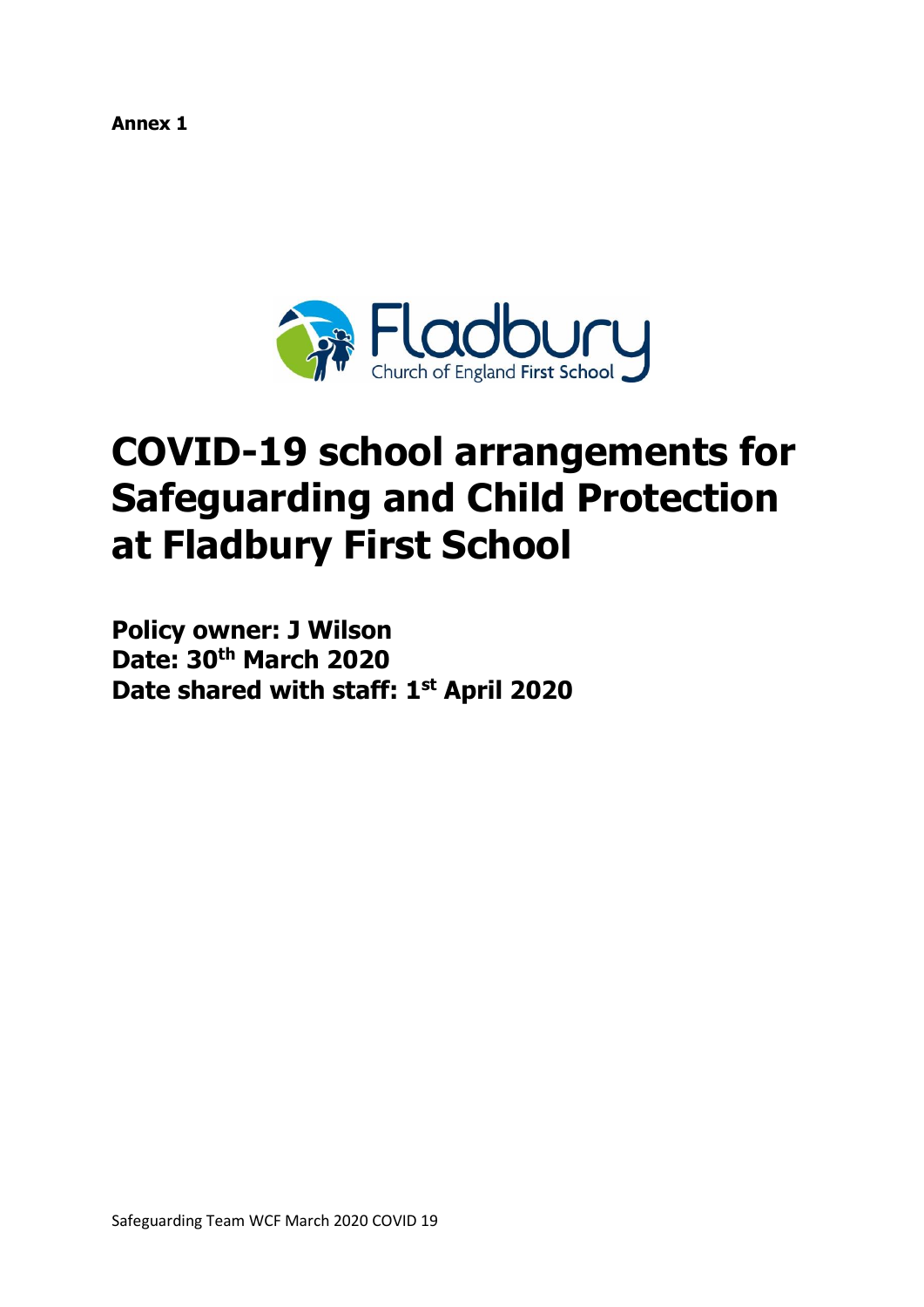**Annex 1**

Fladbury Church of England First School

# COVID-19 school arrangements for Safeguarding and Child Protection at Fladbury First School

**Policy owner: J Wilson**
**Date: 30th March 2020**
**Date shared with staff: 1st April 2020**

Safeguarding Team WCF March 2020 COVID 19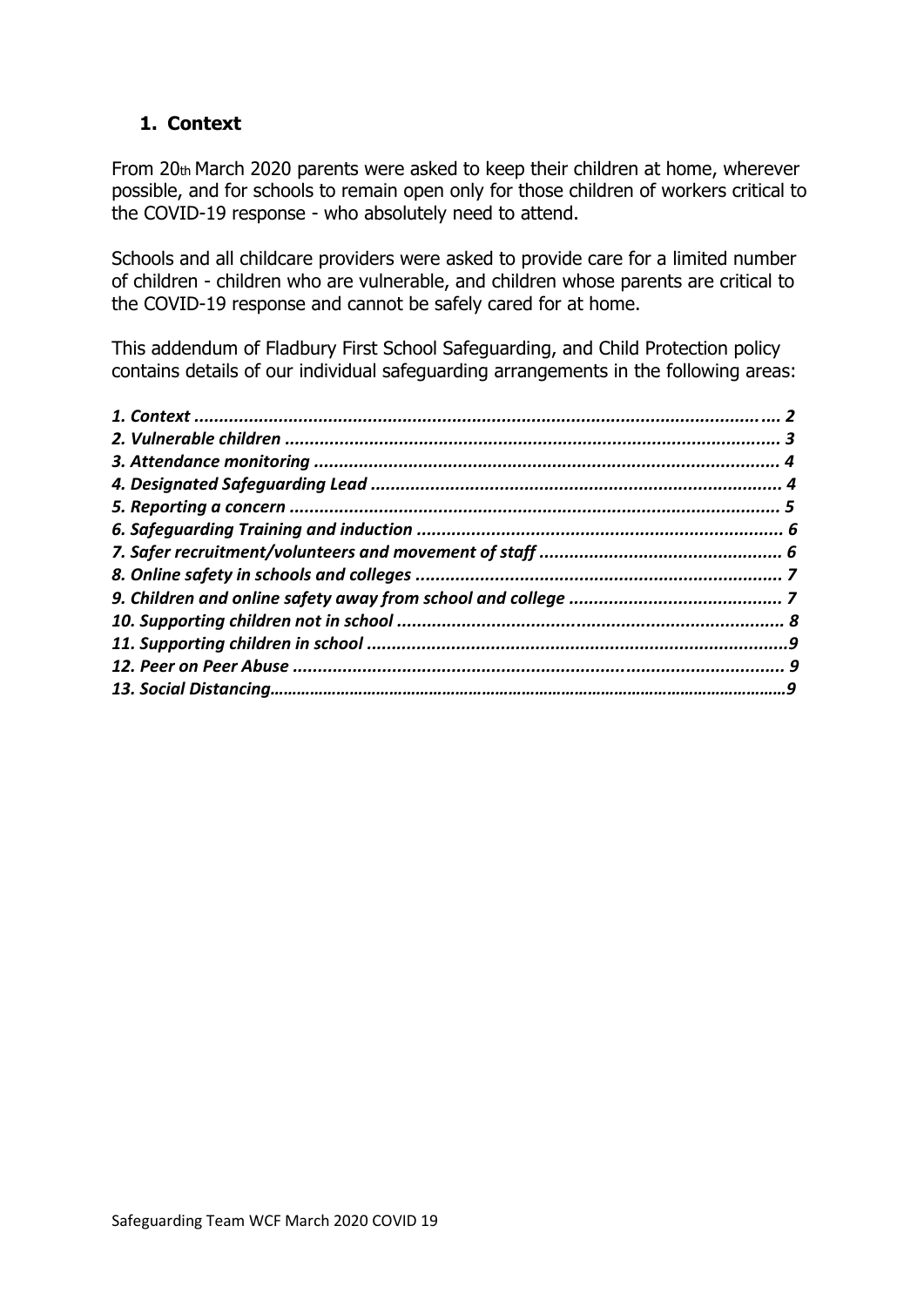## 1. Context

From 20th March 2020 parents were asked to keep their children at home, wherever possible, and for schools to remain open only for those children of workers critical to the COVID-19 response - who absolutely need to attend.

Schools and all childcare providers were asked to provide care for a limited number of children - children who are vulnerable, and children whose parents are critical to the COVID-19 response and cannot be safely cared for at home.

This addendum of Fladbury First School Safeguarding, and Child Protection policy contains details of our individual safeguarding arrangements in the following areas:

*1. Context* .... 2
*2. Vulnerable children* .... 3
*3. Attendance monitoring* .... 4
*4. Designated Safeguarding Lead* .... 4
*5. Reporting a concern* .... 5
*6. Safeguarding Training and induction* .... 6
*7. Safer recruitment/volunteers and movement of staff* .... 6
*8. Online safety in schools and colleges* .... 7
*9. Children and online safety away from school and college* .... 7
*10. Supporting children not in school* .... 8
*11. Supporting children in school* .... 9
*12. Peer on Peer Abuse* .... 9
*13. Social Distancing* .... 9

Safeguarding Team WCF March 2020 COVID 19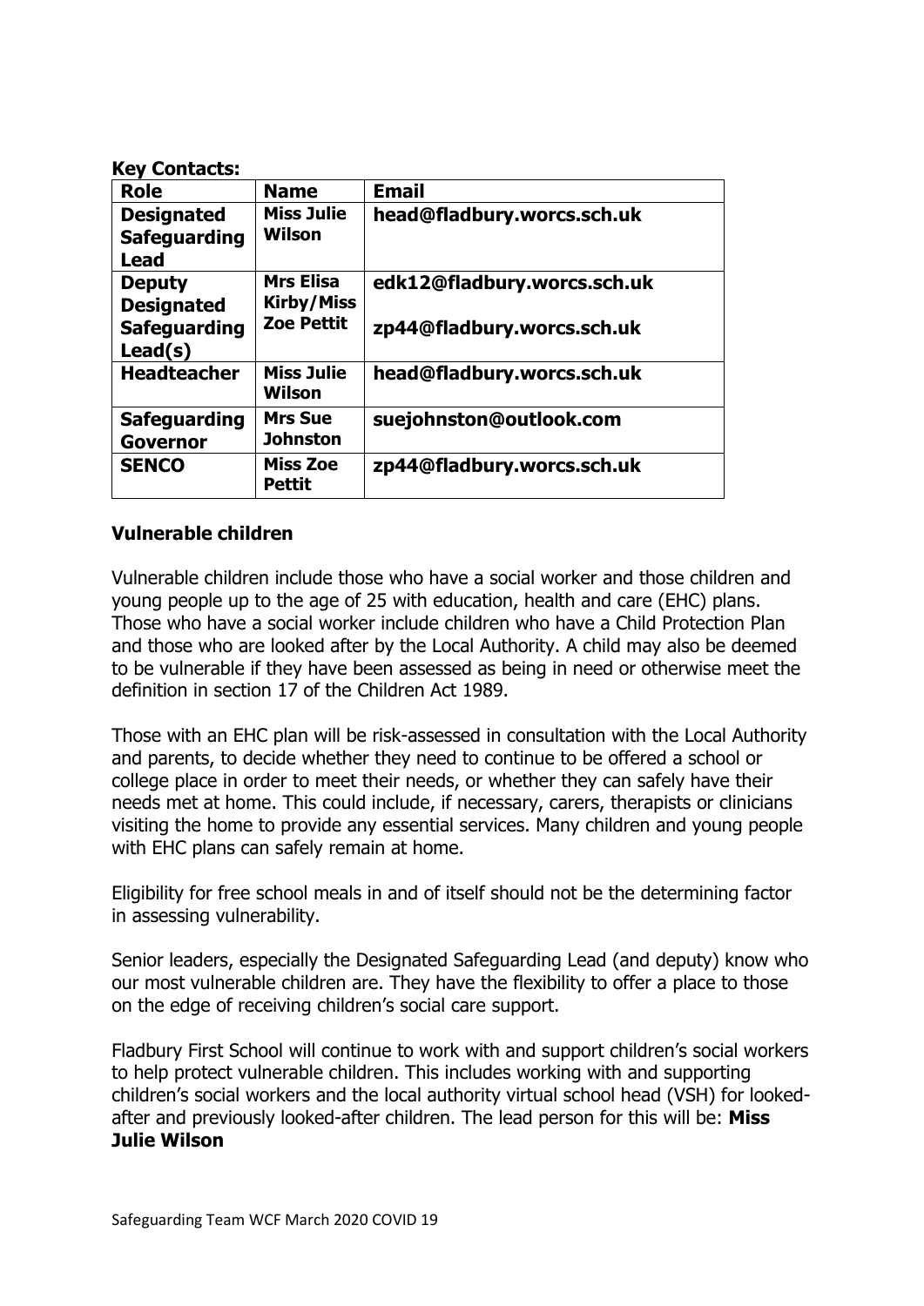**Key Contacts:**

| Role | Name | Email |
| --- | --- | --- |
| **Designated Safeguarding Lead** | **Miss Julie Wilson** | **head@fladbury.worcs.sch.uk** |
| **Deputy Designated Safeguarding Lead(s)** | **Mrs Elisa Kirby/Miss Zoe Pettit** | **edk12@fladbury.worcs.sch.uk** <br> **zp44@fladbury.worcs.sch.uk** |
| **Headteacher** | **Miss Julie Wilson** | **head@fladbury.worcs.sch.uk** |
| **Safeguarding Governor** | **Mrs Sue Johnston** | **suejohnston@outlook.com** |
| **SENCO** | **Miss Zoe Pettit** | **zp44@fladbury.worcs.sch.uk** |

### Vulnerable children

Vulnerable children include those who have a social worker and those children and young people up to the age of 25 with education, health and care (EHC) plans. Those who have a social worker include children who have a Child Protection Plan and those who are looked after by the Local Authority. A child may also be deemed to be vulnerable if they have been assessed as being in need or otherwise meet the definition in section 17 of the Children Act 1989.

Those with an EHC plan will be risk-assessed in consultation with the Local Authority and parents, to decide whether they need to continue to be offered a school or college place in order to meet their needs, or whether they can safely have their needs met at home. This could include, if necessary, carers, therapists or clinicians visiting the home to provide any essential services. Many children and young people with EHC plans can safely remain at home.

Eligibility for free school meals in and of itself should not be the determining factor in assessing vulnerability.

Senior leaders, especially the Designated Safeguarding Lead (and deputy) know who our most vulnerable children are. They have the flexibility to offer a place to those on the edge of receiving children's social care support.

Fladbury First School will continue to work with and support children's social workers to help protect vulnerable children. This includes working with and supporting children's social workers and the local authority virtual school head (VSH) for looked-after and previously looked-after children. The lead person for this will be: **Miss Julie Wilson**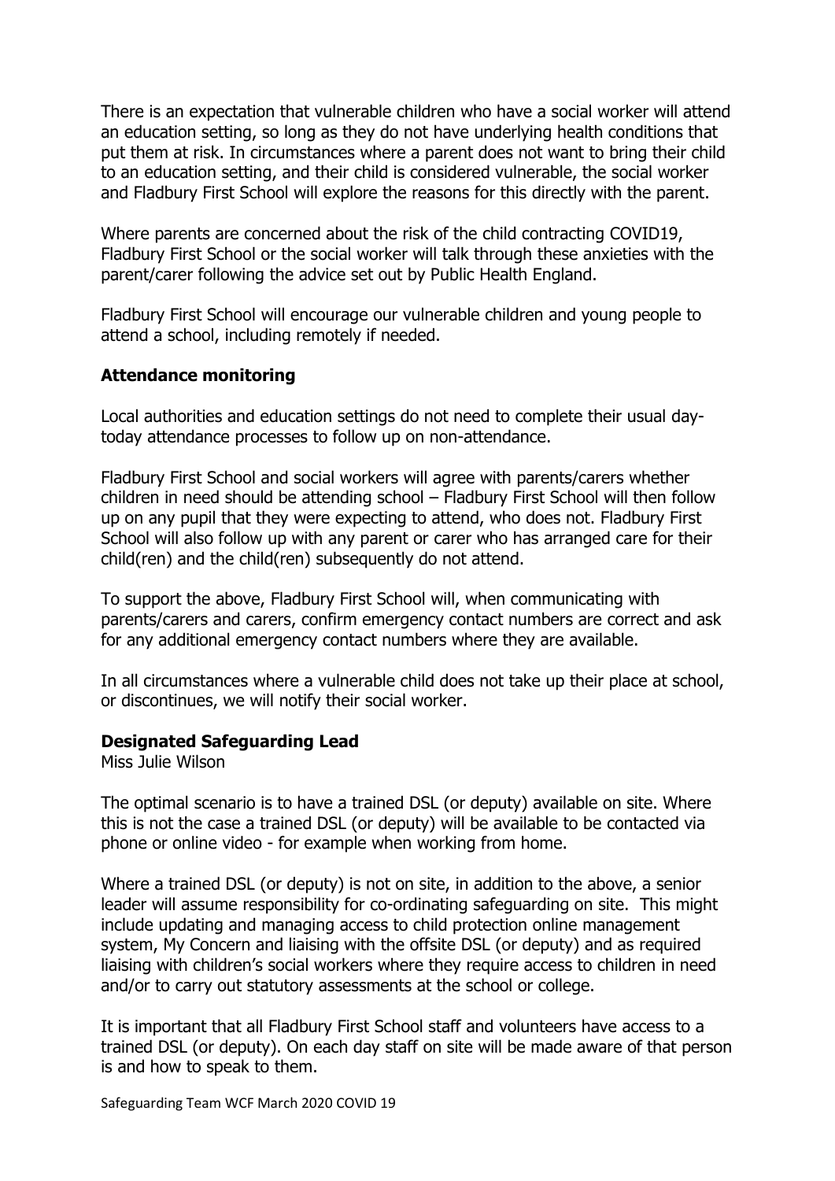There is an expectation that vulnerable children who have a social worker will attend an education setting, so long as they do not have underlying health conditions that put them at risk. In circumstances where a parent does not want to bring their child to an education setting, and their child is considered vulnerable, the social worker and Fladbury First School will explore the reasons for this directly with the parent.

Where parents are concerned about the risk of the child contracting COVID19, Fladbury First School or the social worker will talk through these anxieties with the parent/carer following the advice set out by Public Health England.

Fladbury First School will encourage our vulnerable children and young people to attend a school, including remotely if needed.

**Attendance monitoring**

Local authorities and education settings do not need to complete their usual daytoday attendance processes to follow up on non-attendance.

Fladbury First School and social workers will agree with parents/carers whether children in need should be attending school – Fladbury First School will then follow up on any pupil that they were expecting to attend, who does not. Fladbury First School will also follow up with any parent or carer who has arranged care for their child(ren) and the child(ren) subsequently do not attend.

To support the above, Fladbury First School will, when communicating with parents/carers and carers, confirm emergency contact numbers are correct and ask for any additional emergency contact numbers where they are available.

In all circumstances where a vulnerable child does not take up their place at school, or discontinues, we will notify their social worker.

**Designated Safeguarding Lead**

Miss Julie Wilson

The optimal scenario is to have a trained DSL (or deputy) available on site. Where this is not the case a trained DSL (or deputy) will be available to be contacted via phone or online video - for example when working from home.

Where a trained DSL (or deputy) is not on site, in addition to the above, a senior leader will assume responsibility for co-ordinating safeguarding on site. This might include updating and managing access to child protection online management system, My Concern and liaising with the offsite DSL (or deputy) and as required liaising with children's social workers where they require access to children in need and/or to carry out statutory assessments at the school or college.

It is important that all Fladbury First School staff and volunteers have access to a trained DSL (or deputy). On each day staff on site will be made aware of that person is and how to speak to them.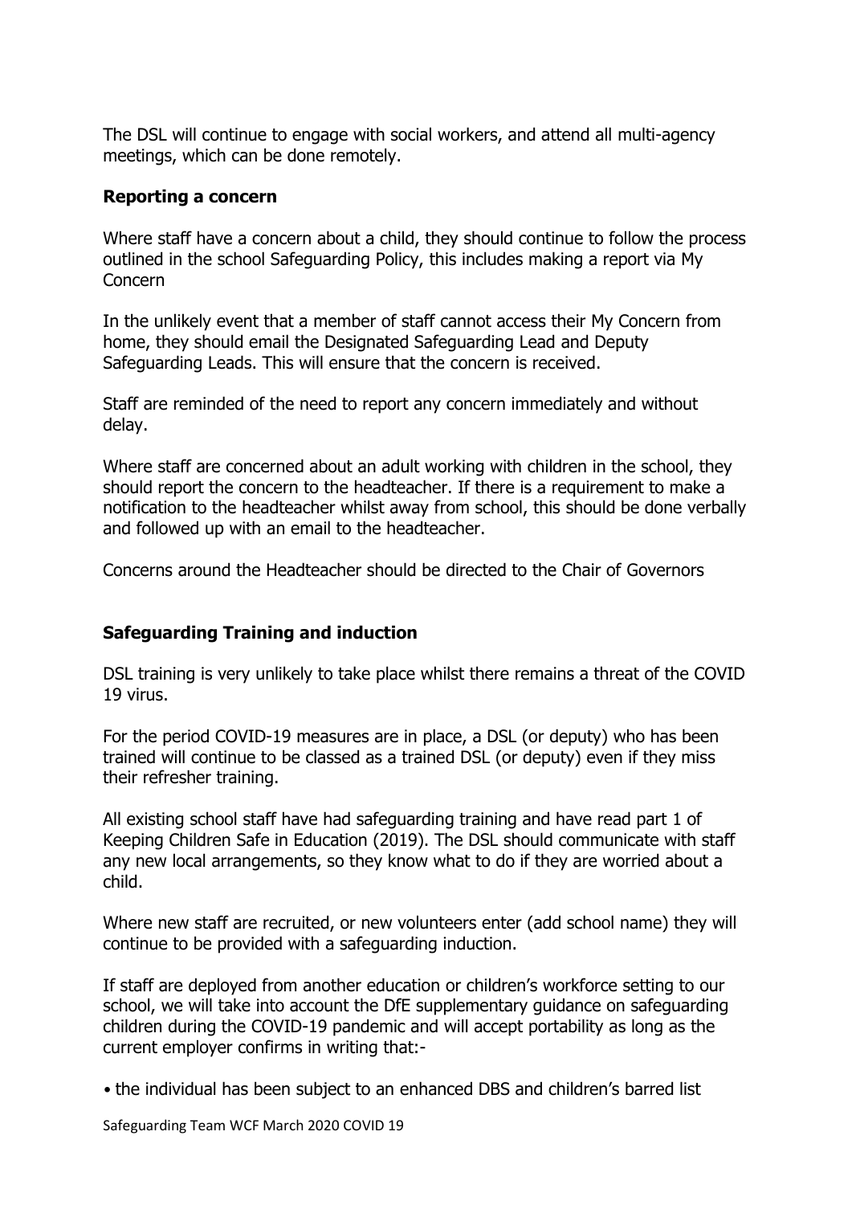The DSL will continue to engage with social workers, and attend all multi-agency meetings, which can be done remotely.

**Reporting a concern**

Where staff have a concern about a child, they should continue to follow the process outlined in the school Safeguarding Policy, this includes making a report via My Concern

In the unlikely event that a member of staff cannot access their My Concern from home, they should email the Designated Safeguarding Lead and Deputy Safeguarding Leads. This will ensure that the concern is received.

Staff are reminded of the need to report any concern immediately and without delay.

Where staff are concerned about an adult working with children in the school, they should report the concern to the headteacher. If there is a requirement to make a notification to the headteacher whilst away from school, this should be done verbally and followed up with an email to the headteacher.

Concerns around the Headteacher should be directed to the Chair of Governors

**Safeguarding Training and induction**

DSL training is very unlikely to take place whilst there remains a threat of the COVID 19 virus.

For the period COVID-19 measures are in place, a DSL (or deputy) who has been trained will continue to be classed as a trained DSL (or deputy) even if they miss their refresher training.

All existing school staff have had safeguarding training and have read part 1 of Keeping Children Safe in Education (2019). The DSL should communicate with staff any new local arrangements, so they know what to do if they are worried about a child.

Where new staff are recruited, or new volunteers enter (add school name) they will continue to be provided with a safeguarding induction.

If staff are deployed from another education or children's workforce setting to our school, we will take into account the DfE supplementary guidance on safeguarding children during the COVID-19 pandemic and will accept portability as long as the current employer confirms in writing that:-

• the individual has been subject to an enhanced DBS and children's barred list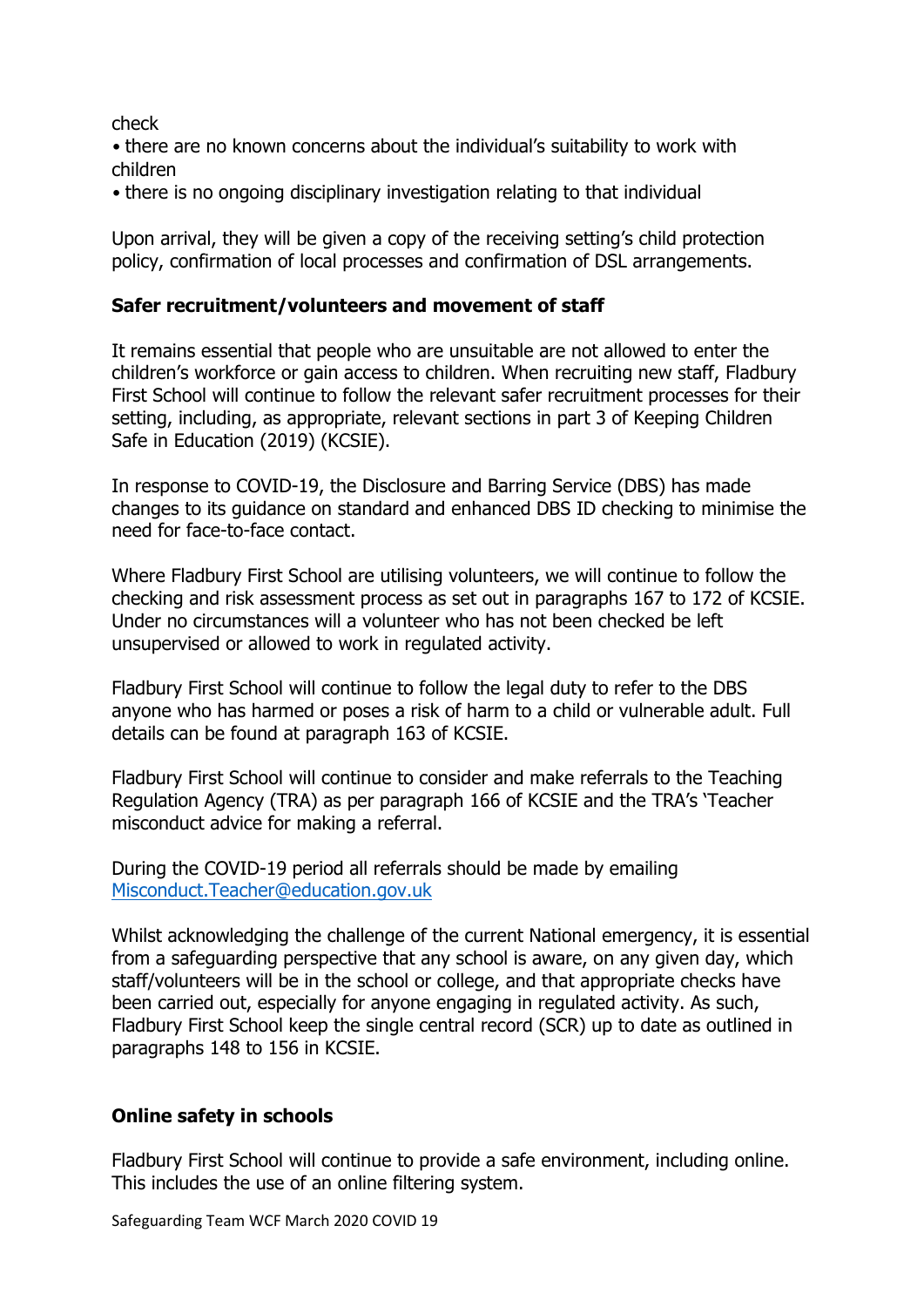check

- there are no known concerns about the individual's suitability to work with children
- there is no ongoing disciplinary investigation relating to that individual

Upon arrival, they will be given a copy of the receiving setting's child protection policy, confirmation of local processes and confirmation of DSL arrangements.

**Safer recruitment/volunteers and movement of staff**

It remains essential that people who are unsuitable are not allowed to enter the children's workforce or gain access to children. When recruiting new staff, Fladbury First School will continue to follow the relevant safer recruitment processes for their setting, including, as appropriate, relevant sections in part 3 of Keeping Children Safe in Education (2019) (KCSIE).

In response to COVID-19, the Disclosure and Barring Service (DBS) has made changes to its guidance on standard and enhanced DBS ID checking to minimise the need for face-to-face contact.

Where Fladbury First School are utilising volunteers, we will continue to follow the checking and risk assessment process as set out in paragraphs 167 to 172 of KCSIE. Under no circumstances will a volunteer who has not been checked be left unsupervised or allowed to work in regulated activity.

Fladbury First School will continue to follow the legal duty to refer to the DBS anyone who has harmed or poses a risk of harm to a child or vulnerable adult. Full details can be found at paragraph 163 of KCSIE.

Fladbury First School will continue to consider and make referrals to the Teaching Regulation Agency (TRA) as per paragraph 166 of KCSIE and the TRA's 'Teacher misconduct advice for making a referral.

During the COVID-19 period all referrals should be made by emailing [Misconduct.Teacher@education.gov.uk](mailto:Misconduct.Teacher@education.gov.uk)

Whilst acknowledging the challenge of the current National emergency, it is essential from a safeguarding perspective that any school is aware, on any given day, which staff/volunteers will be in the school or college, and that appropriate checks have been carried out, especially for anyone engaging in regulated activity. As such, Fladbury First School keep the single central record (SCR) up to date as outlined in paragraphs 148 to 156 in KCSIE.

**Online safety in schools**

Fladbury First School will continue to provide a safe environment, including online. This includes the use of an online filtering system.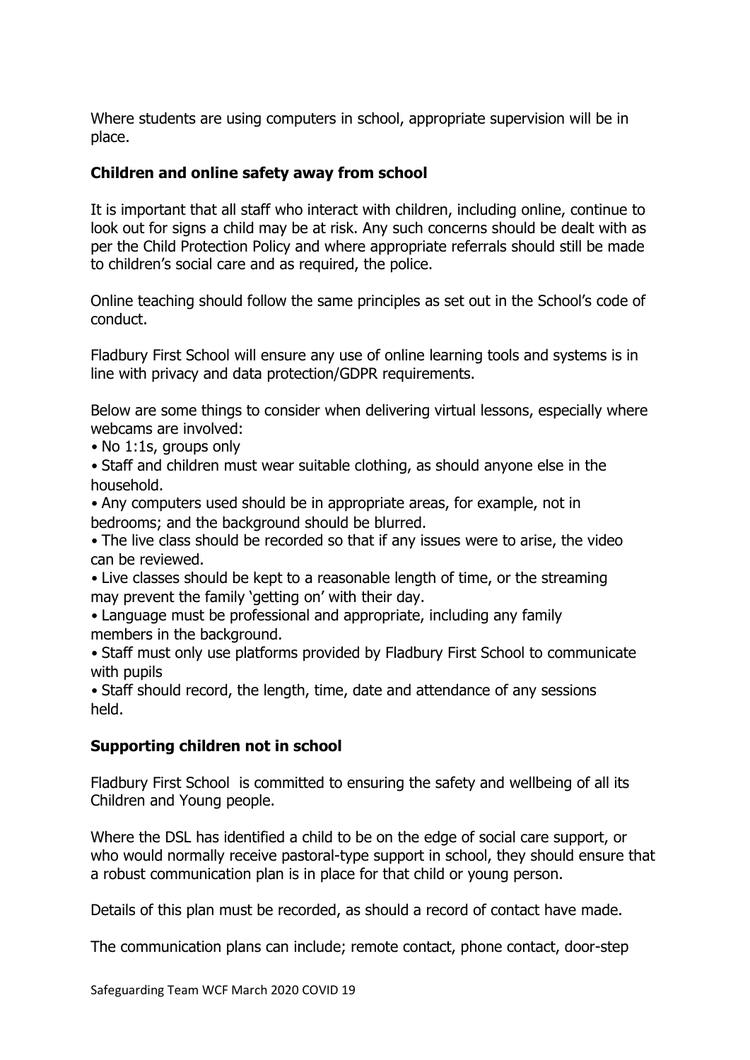Where students are using computers in school, appropriate supervision will be in place.

## Children and online safety away from school

It is important that all staff who interact with children, including online, continue to look out for signs a child may be at risk. Any such concerns should be dealt with as per the Child Protection Policy and where appropriate referrals should still be made to children's social care and as required, the police.

Online teaching should follow the same principles as set out in the School's code of conduct.

Fladbury First School will ensure any use of online learning tools and systems is in line with privacy and data protection/GDPR requirements.

Below are some things to consider when delivering virtual lessons, especially where webcams are involved:

- No 1:1s, groups only
- Staff and children must wear suitable clothing, as should anyone else in the household.
- Any computers used should be in appropriate areas, for example, not in bedrooms; and the background should be blurred.
- The live class should be recorded so that if any issues were to arise, the video can be reviewed.
- Live classes should be kept to a reasonable length of time, or the streaming may prevent the family 'getting on' with their day.
- Language must be professional and appropriate, including any family members in the background.
- Staff must only use platforms provided by Fladbury First School to communicate with pupils
- Staff should record, the length, time, date and attendance of any sessions held.

## Supporting children not in school

Fladbury First School is committed to ensuring the safety and wellbeing of all its Children and Young people.

Where the DSL has identified a child to be on the edge of social care support, or who would normally receive pastoral-type support in school, they should ensure that a robust communication plan is in place for that child or young person.

Details of this plan must be recorded, as should a record of contact have made.

The communication plans can include; remote contact, phone contact, door-step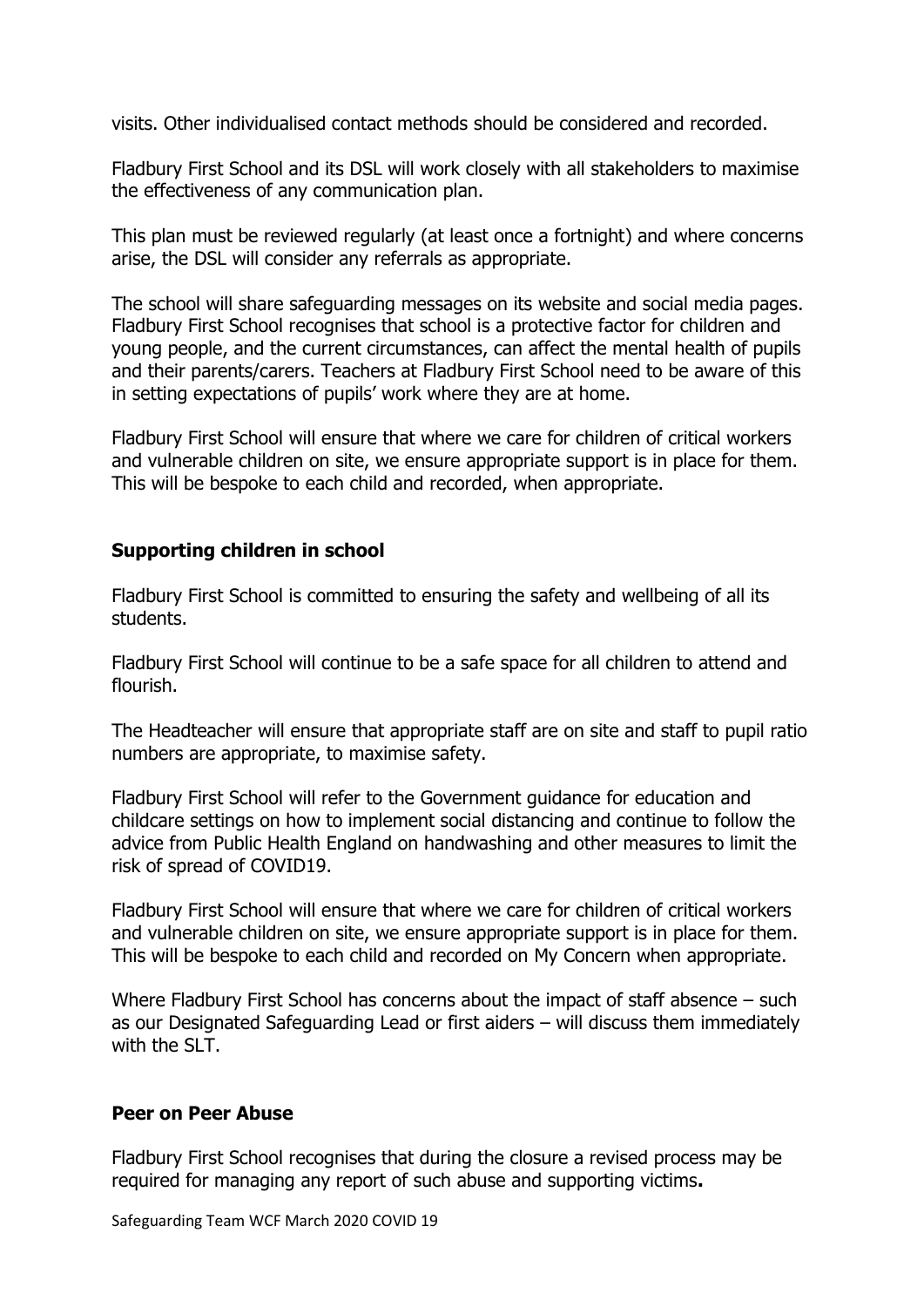visits. Other individualised contact methods should be considered and recorded.

Fladbury First School and its DSL will work closely with all stakeholders to maximise the effectiveness of any communication plan.

This plan must be reviewed regularly (at least once a fortnight) and where concerns arise, the DSL will consider any referrals as appropriate.

The school will share safeguarding messages on its website and social media pages. Fladbury First School recognises that school is a protective factor for children and young people, and the current circumstances, can affect the mental health of pupils and their parents/carers. Teachers at Fladbury First School need to be aware of this in setting expectations of pupils' work where they are at home.

Fladbury First School will ensure that where we care for children of critical workers and vulnerable children on site, we ensure appropriate support is in place for them. This will be bespoke to each child and recorded, when appropriate.

## Supporting children in school

Fladbury First School is committed to ensuring the safety and wellbeing of all its students.

Fladbury First School will continue to be a safe space for all children to attend and flourish.

The Headteacher will ensure that appropriate staff are on site and staff to pupil ratio numbers are appropriate, to maximise safety.

Fladbury First School will refer to the Government guidance for education and childcare settings on how to implement social distancing and continue to follow the advice from Public Health England on handwashing and other measures to limit the risk of spread of COVID19.

Fladbury First School will ensure that where we care for children of critical workers and vulnerable children on site, we ensure appropriate support is in place for them. This will be bespoke to each child and recorded on My Concern when appropriate.

Where Fladbury First School has concerns about the impact of staff absence – such as our Designated Safeguarding Lead or first aiders – will discuss them immediately with the SLT.

## Peer on Peer Abuse

Fladbury First School recognises that during the closure a revised process may be required for managing any report of such abuse and supporting victims**.**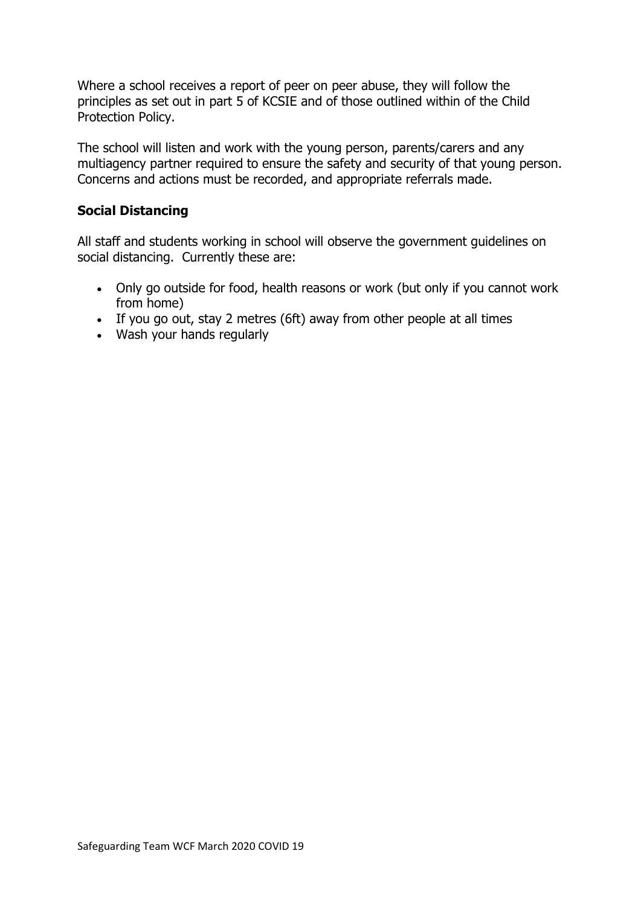Where a school receives a report of peer on peer abuse, they will follow the principles as set out in part 5 of KCSIE and of those outlined within of the Child Protection Policy.

The school will listen and work with the young person, parents/carers and any multiagency partner required to ensure the safety and security of that young person. Concerns and actions must be recorded, and appropriate referrals made.

### Social Distancing

All staff and students working in school will observe the government guidelines on social distancing. Currently these are:

- Only go outside for food, health reasons or work (but only if you cannot work from home)
- If you go out, stay 2 metres (6ft) away from other people at all times
- Wash your hands regularly